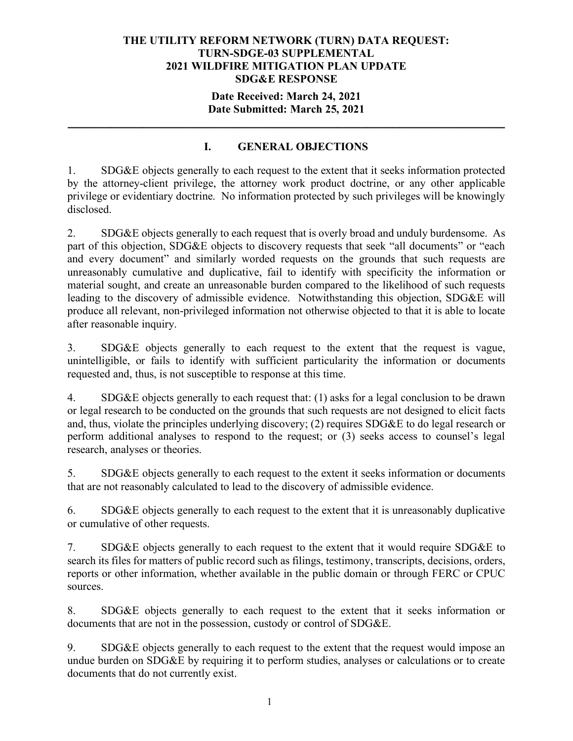**THE UTILITY REFORM NETWORK (TURN) DATA REQUEST:**
**TURN-SDGE-03 SUPPLEMENTAL**
**2021 WILDFIRE MITIGATION PLAN UPDATE**
**SDG&E RESPONSE**

**Date Received: March 24, 2021**
**Date Submitted: March 25, 2021**

---

## I. GENERAL OBJECTIONS

1. SDG&E objects generally to each request to the extent that it seeks information protected by the attorney-client privilege, the attorney work product doctrine, or any other applicable privilege or evidentiary doctrine. No information protected by such privileges will be knowingly disclosed.

2. SDG&E objects generally to each request that is overly broad and unduly burdensome. As part of this objection, SDG&E objects to discovery requests that seek "all documents" or "each and every document" and similarly worded requests on the grounds that such requests are unreasonably cumulative and duplicative, fail to identify with specificity the information or material sought, and create an unreasonable burden compared to the likelihood of such requests leading to the discovery of admissible evidence. Notwithstanding this objection, SDG&E will produce all relevant, non-privileged information not otherwise objected to that it is able to locate after reasonable inquiry.

3. SDG&E objects generally to each request to the extent that the request is vague, unintelligible, or fails to identify with sufficient particularity the information or documents requested and, thus, is not susceptible to response at this time.

4. SDG&E objects generally to each request that: (1) asks for a legal conclusion to be drawn or legal research to be conducted on the grounds that such requests are not designed to elicit facts and, thus, violate the principles underlying discovery; (2) requires SDG&E to do legal research or perform additional analyses to respond to the request; or (3) seeks access to counsel's legal research, analyses or theories.

5. SDG&E objects generally to each request to the extent it seeks information or documents that are not reasonably calculated to lead to the discovery of admissible evidence.

6. SDG&E objects generally to each request to the extent that it is unreasonably duplicative or cumulative of other requests.

7. SDG&E objects generally to each request to the extent that it would require SDG&E to search its files for matters of public record such as filings, testimony, transcripts, decisions, orders, reports or other information, whether available in the public domain or through FERC or CPUC sources.

8. SDG&E objects generally to each request to the extent that it seeks information or documents that are not in the possession, custody or control of SDG&E.

9. SDG&E objects generally to each request to the extent that the request would impose an undue burden on SDG&E by requiring it to perform studies, analyses or calculations or to create documents that do not currently exist.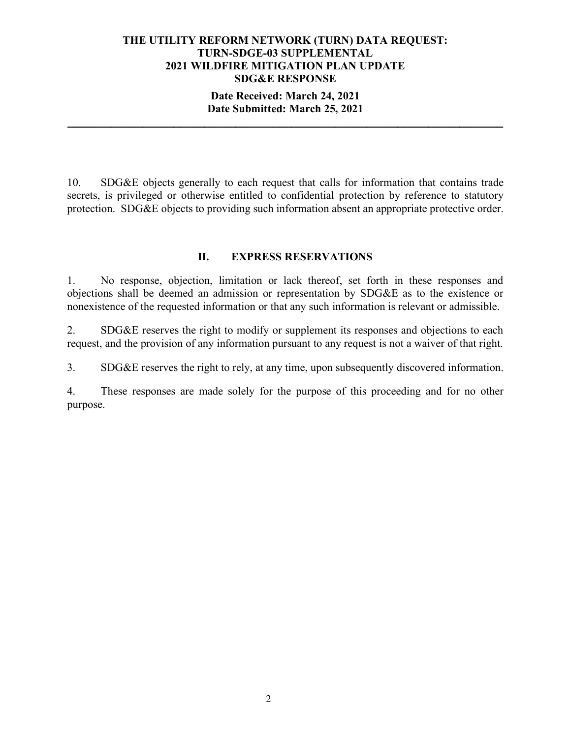10. SDG&E objects generally to each request that calls for information that contains trade secrets, is privileged or otherwise entitled to confidential protection by reference to statutory protection. SDG&E objects to providing such information absent an appropriate protective order.

## II. EXPRESS RESERVATIONS

1. No response, objection, limitation or lack thereof, set forth in these responses and objections shall be deemed an admission or representation by SDG&E as to the existence or nonexistence of the requested information or that any such information is relevant or admissible.

2. SDG&E reserves the right to modify or supplement its responses and objections to each request, and the provision of any information pursuant to any request is not a waiver of that right.

3. SDG&E reserves the right to rely, at any time, upon subsequently discovered information.

4. These responses are made solely for the purpose of this proceeding and for no other purpose.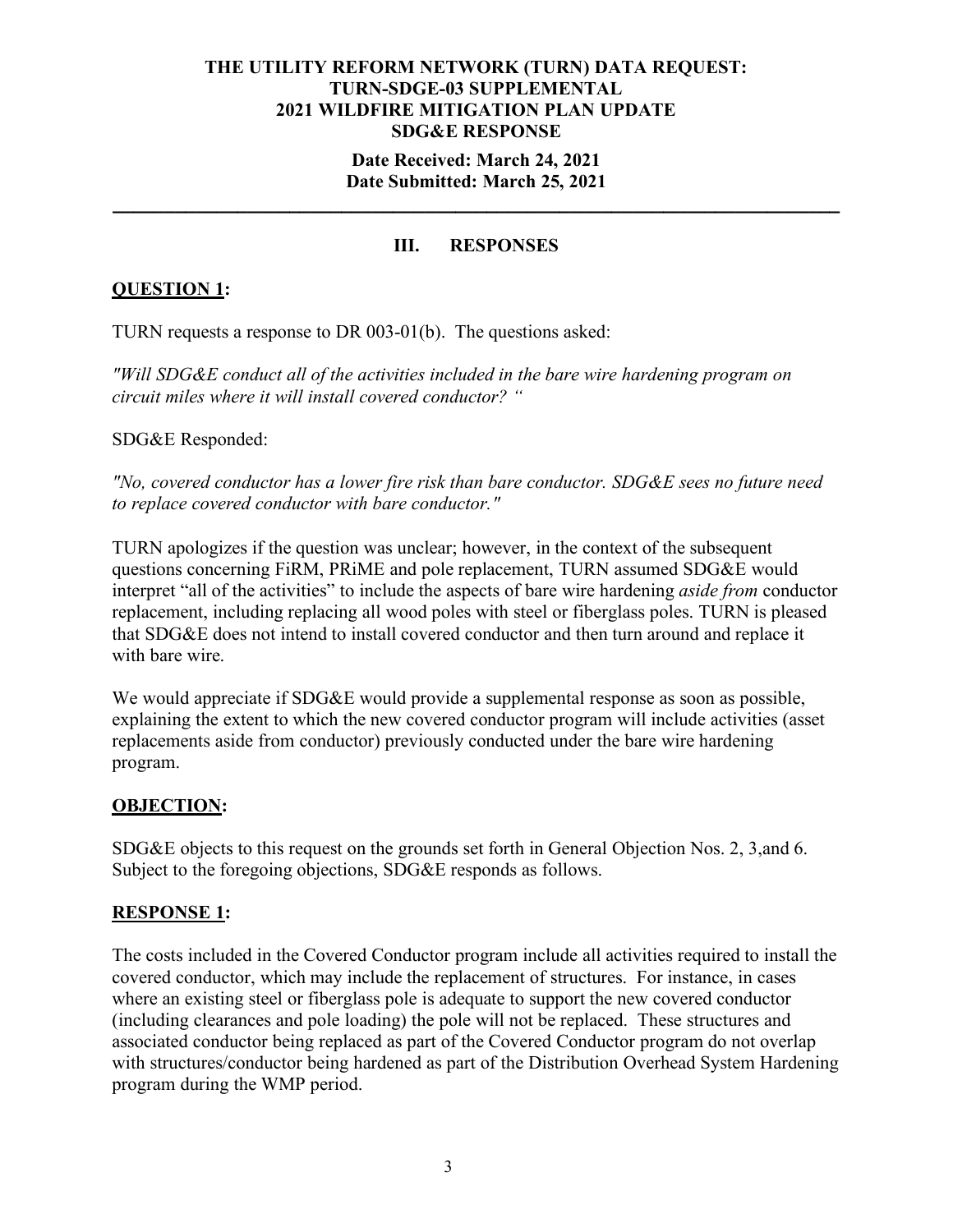**THE UTILITY REFORM NETWORK (TURN) DATA REQUEST:**
**TURN-SDGE-03 SUPPLEMENTAL**
**2021 WILDFIRE MITIGATION PLAN UPDATE**
**SDG&E RESPONSE**

**Date Received: March 24, 2021**
**Date Submitted: March 25, 2021**

---

## III. RESPONSES

**QUESTION 1:**

TURN requests a response to DR 003-01(b). The questions asked:

*"Will SDG&E conduct all of the activities included in the bare wire hardening program on circuit miles where it will install covered conductor? "*

SDG&E Responded:

*"No, covered conductor has a lower fire risk than bare conductor. SDG&E sees no future need to replace covered conductor with bare conductor."*

TURN apologizes if the question was unclear; however, in the context of the subsequent questions concerning FiRM, PRiME and pole replacement, TURN assumed SDG&E would interpret "all of the activities" to include the aspects of bare wire hardening *aside from* conductor replacement, including replacing all wood poles with steel or fiberglass poles. TURN is pleased that SDG&E does not intend to install covered conductor and then turn around and replace it with bare wire.

We would appreciate if SDG&E would provide a supplemental response as soon as possible, explaining the extent to which the new covered conductor program will include activities (asset replacements aside from conductor) previously conducted under the bare wire hardening program.

**OBJECTION:**

SDG&E objects to this request on the grounds set forth in General Objection Nos. 2, 3,and 6. Subject to the foregoing objections, SDG&E responds as follows.

**RESPONSE 1:**

The costs included in the Covered Conductor program include all activities required to install the covered conductor, which may include the replacement of structures. For instance, in cases where an existing steel or fiberglass pole is adequate to support the new covered conductor (including clearances and pole loading) the pole will not be replaced. These structures and associated conductor being replaced as part of the Covered Conductor program do not overlap with structures/conductor being hardened as part of the Distribution Overhead System Hardening program during the WMP period.